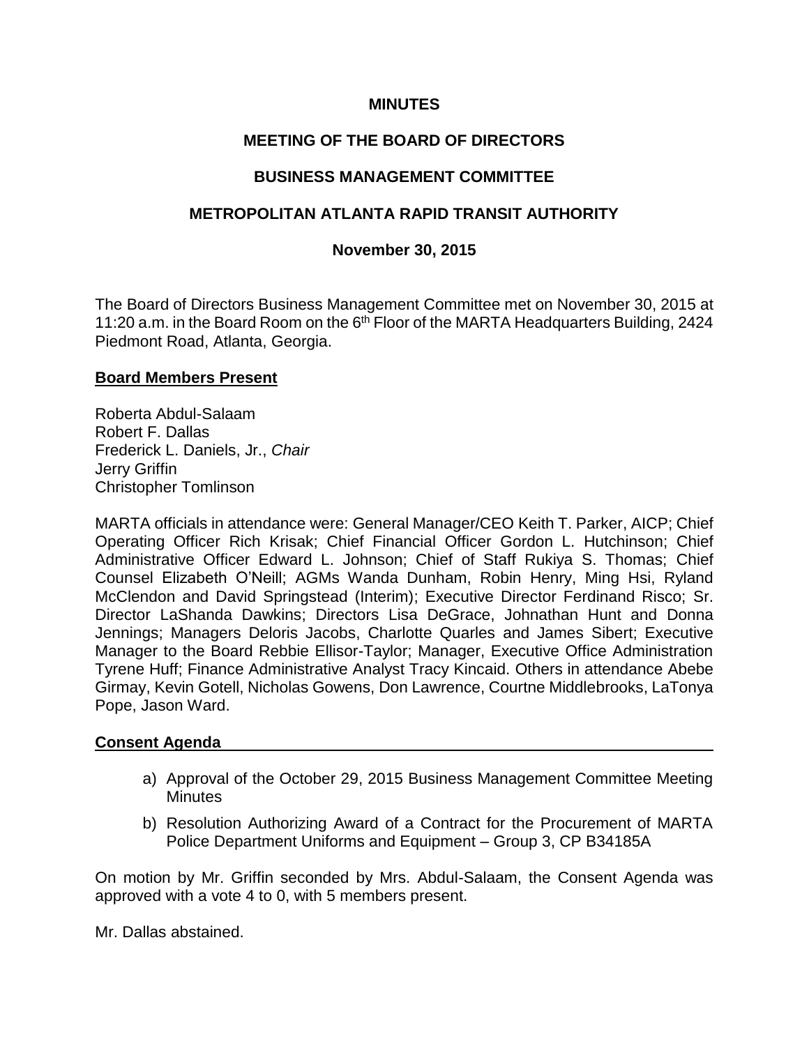**MINUTES**

**MEETING OF THE BOARD OF DIRECTORS**

**BUSINESS MANAGEMENT COMMITTEE**

**METROPOLITAN ATLANTA RAPID TRANSIT AUTHORITY**

**November 30, 2015**

The Board of Directors Business Management Committee met on November 30, 2015 at 11:20 a.m. in the Board Room on the 6th Floor of the MARTA Headquarters Building, 2424 Piedmont Road, Atlanta, Georgia.

**Board Members Present**

Roberta Abdul-Salaam
Robert F. Dallas
Frederick L. Daniels, Jr., *Chair*
Jerry Griffin
Christopher Tomlinson

MARTA officials in attendance were: General Manager/CEO Keith T. Parker, AICP; Chief Operating Officer Rich Krisak; Chief Financial Officer Gordon L. Hutchinson; Chief Administrative Officer Edward L. Johnson; Chief of Staff Rukiya S. Thomas; Chief Counsel Elizabeth O'Neill; AGMs Wanda Dunham, Robin Henry, Ming Hsi, Ryland McClendon and David Springstead (Interim); Executive Director Ferdinand Risco; Sr. Director LaShanda Dawkins; Directors Lisa DeGrace, Johnathan Hunt and Donna Jennings; Managers Deloris Jacobs, Charlotte Quarles and James Sibert; Executive Manager to the Board Rebbie Ellisor-Taylor; Manager, Executive Office Administration Tyrene Huff; Finance Administrative Analyst Tracy Kincaid. Others in attendance Abebe Girmay, Kevin Gotell, Nicholas Gowens, Don Lawrence, Courtne Middlebrooks, LaTonya Pope, Jason Ward.

**Consent Agenda**

a) Approval of the October 29, 2015 Business Management Committee Meeting Minutes
b) Resolution Authorizing Award of a Contract for the Procurement of MARTA Police Department Uniforms and Equipment – Group 3, CP B34185A

On motion by Mr. Griffin seconded by Mrs. Abdul-Salaam, the Consent Agenda was approved with a vote 4 to 0, with 5 members present.

Mr. Dallas abstained.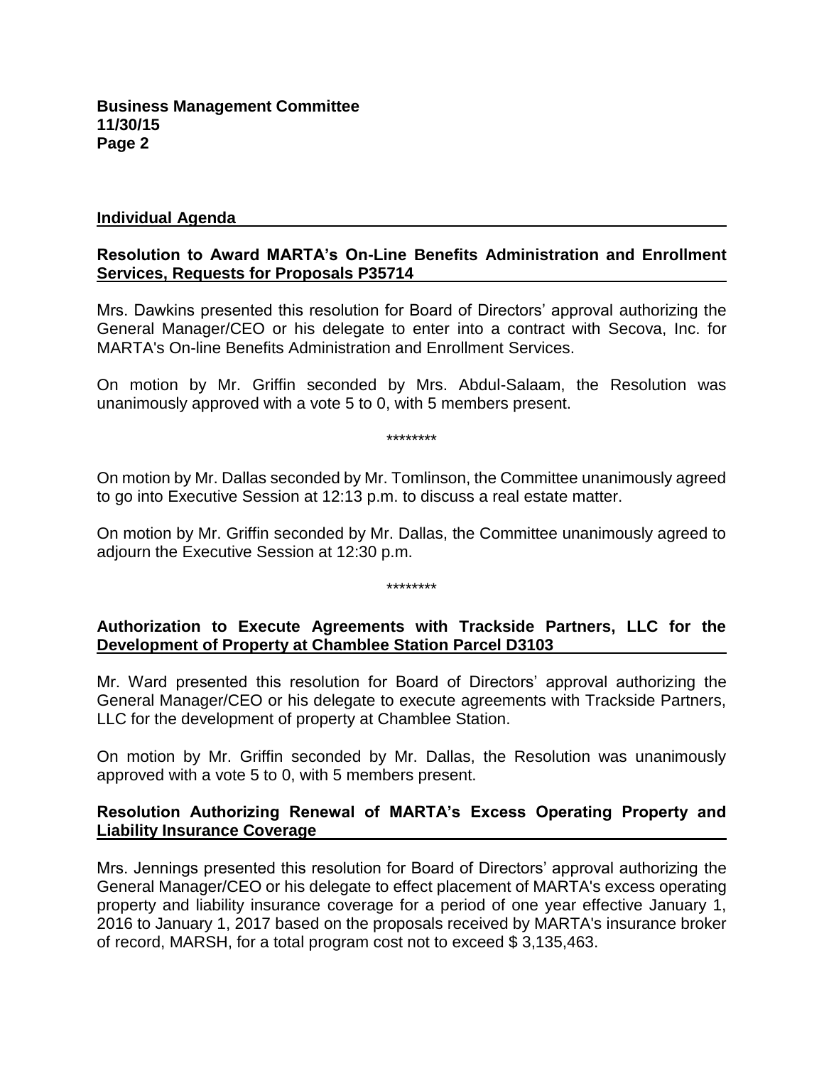## Individual Agenda

### Resolution to Award MARTA's On-Line Benefits Administration and Enrollment Services, Requests for Proposals P35714

Mrs. Dawkins presented this resolution for Board of Directors' approval authorizing the General Manager/CEO or his delegate to enter into a contract with Secova, Inc. for MARTA's On-line Benefits Administration and Enrollment Services.

On motion by Mr. Griffin seconded by Mrs. Abdul-Salaam, the Resolution was unanimously approved with a vote 5 to 0, with 5 members present.

********

On motion by Mr. Dallas seconded by Mr. Tomlinson, the Committee unanimously agreed to go into Executive Session at 12:13 p.m. to discuss a real estate matter.

On motion by Mr. Griffin seconded by Mr. Dallas, the Committee unanimously agreed to adjourn the Executive Session at 12:30 p.m.

********

### Authorization to Execute Agreements with Trackside Partners, LLC for the Development of Property at Chamblee Station Parcel D3103

Mr. Ward presented this resolution for Board of Directors' approval authorizing the General Manager/CEO or his delegate to execute agreements with Trackside Partners, LLC for the development of property at Chamblee Station.

On motion by Mr. Griffin seconded by Mr. Dallas, the Resolution was unanimously approved with a vote 5 to 0, with 5 members present.

### Resolution Authorizing Renewal of MARTA's Excess Operating Property and Liability Insurance Coverage

Mrs. Jennings presented this resolution for Board of Directors' approval authorizing the General Manager/CEO or his delegate to effect placement of MARTA's excess operating property and liability insurance coverage for a period of one year effective January 1, 2016 to January 1, 2017 based on the proposals received by MARTA's insurance broker of record, MARSH, for a total program cost not to exceed $ 3,135,463.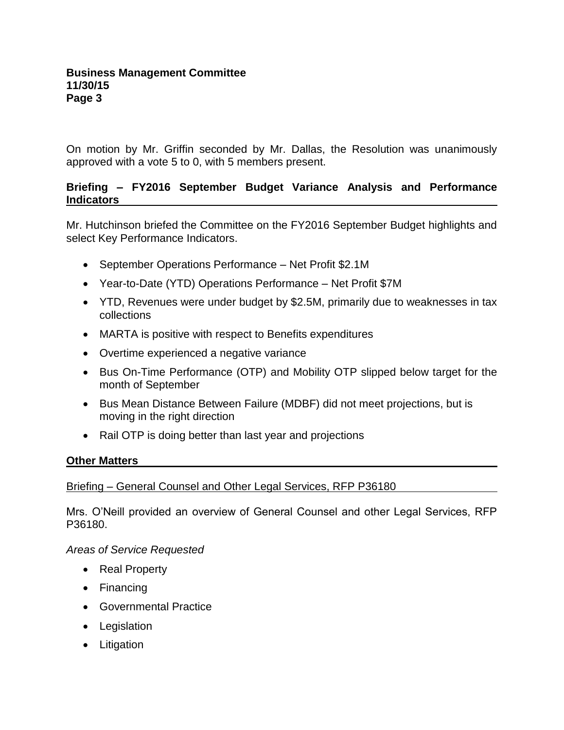On motion by Mr. Griffin seconded by Mr. Dallas, the Resolution was unanimously approved with a vote 5 to 0, with 5 members present.

## Briefing – FY2016 September Budget Variance Analysis and Performance Indicators

Mr. Hutchinson briefed the Committee on the FY2016 September Budget highlights and select Key Performance Indicators.

- September Operations Performance – Net Profit $2.1M
- Year-to-Date (YTD) Operations Performance – Net Profit $7M
- YTD, Revenues were under budget by $2.5M, primarily due to weaknesses in tax collections
- MARTA is positive with respect to Benefits expenditures
- Overtime experienced a negative variance
- Bus On-Time Performance (OTP) and Mobility OTP slipped below target for the month of September
- Bus Mean Distance Between Failure (MDBF) did not meet projections, but is moving in the right direction
- Rail OTP is doing better than last year and projections

## Other Matters

### Briefing – General Counsel and Other Legal Services, RFP P36180

Mrs. O'Neill provided an overview of General Counsel and other Legal Services, RFP P36180.

*Areas of Service Requested*

- Real Property
- Financing
- Governmental Practice
- Legislation
- Litigation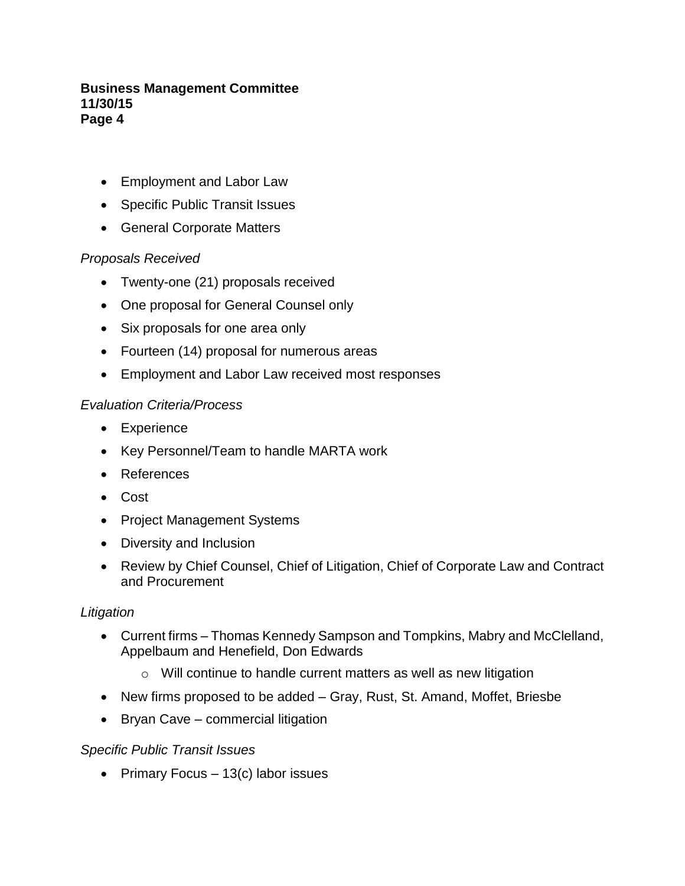- Employment and Labor Law
- Specific Public Transit Issues
- General Corporate Matters

*Proposals Received*

- Twenty-one (21) proposals received
- One proposal for General Counsel only
- Six proposals for one area only
- Fourteen (14) proposal for numerous areas
- Employment and Labor Law received most responses

*Evaluation Criteria/Process*

- Experience
- Key Personnel/Team to handle MARTA work
- References
- Cost
- Project Management Systems
- Diversity and Inclusion
- Review by Chief Counsel, Chief of Litigation, Chief of Corporate Law and Contract and Procurement

*Litigation*

- Current firms – Thomas Kennedy Sampson and Tompkins, Mabry and McClelland, Appelbaum and Henefield, Don Edwards
  - Will continue to handle current matters as well as new litigation
- New firms proposed to be added – Gray, Rust, St. Amand, Moffet, Briesbe
- Bryan Cave – commercial litigation

*Specific Public Transit Issues*

- Primary Focus – 13(c) labor issues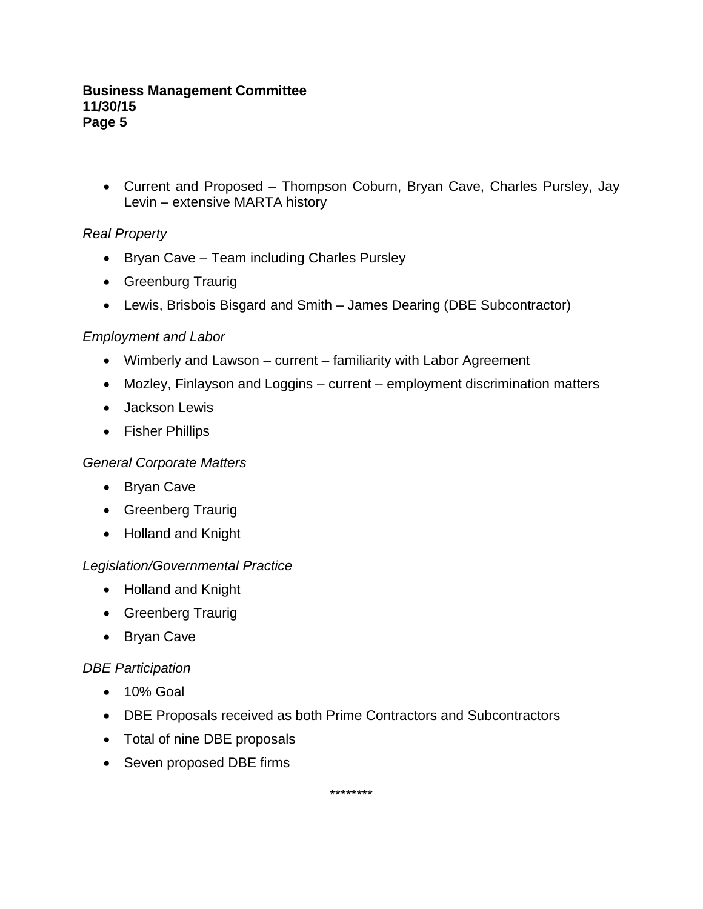- Current and Proposed – Thompson Coburn, Bryan Cave, Charles Pursley, Jay Levin – extensive MARTA history

*Real Property*

- Bryan Cave – Team including Charles Pursley
- Greenburg Traurig
- Lewis, Brisbois Bisgard and Smith – James Dearing (DBE Subcontractor)

*Employment and Labor*

- Wimberly and Lawson – current – familiarity with Labor Agreement
- Mozley, Finlayson and Loggins – current – employment discrimination matters
- Jackson Lewis
- Fisher Phillips

*General Corporate Matters*

- Bryan Cave
- Greenberg Traurig
- Holland and Knight

*Legislation/Governmental Practice*

- Holland and Knight
- Greenberg Traurig
- Bryan Cave

*DBE Participation*

- 10% Goal
- DBE Proposals received as both Prime Contractors and Subcontractors
- Total of nine DBE proposals
- Seven proposed DBE firms

********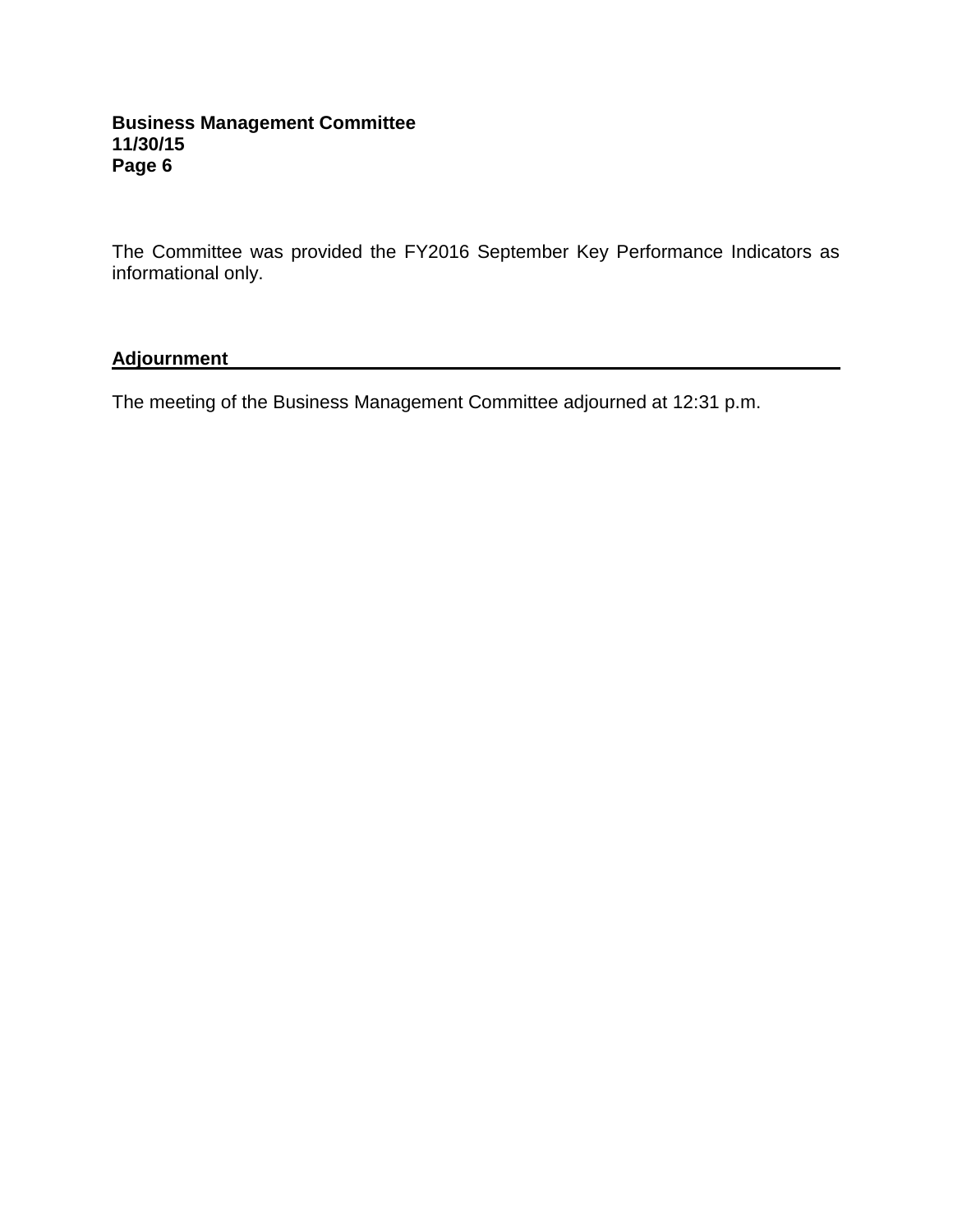The Committee was provided the FY2016 September Key Performance Indicators as informational only.

## Adjournment

The meeting of the Business Management Committee adjourned at 12:31 p.m.